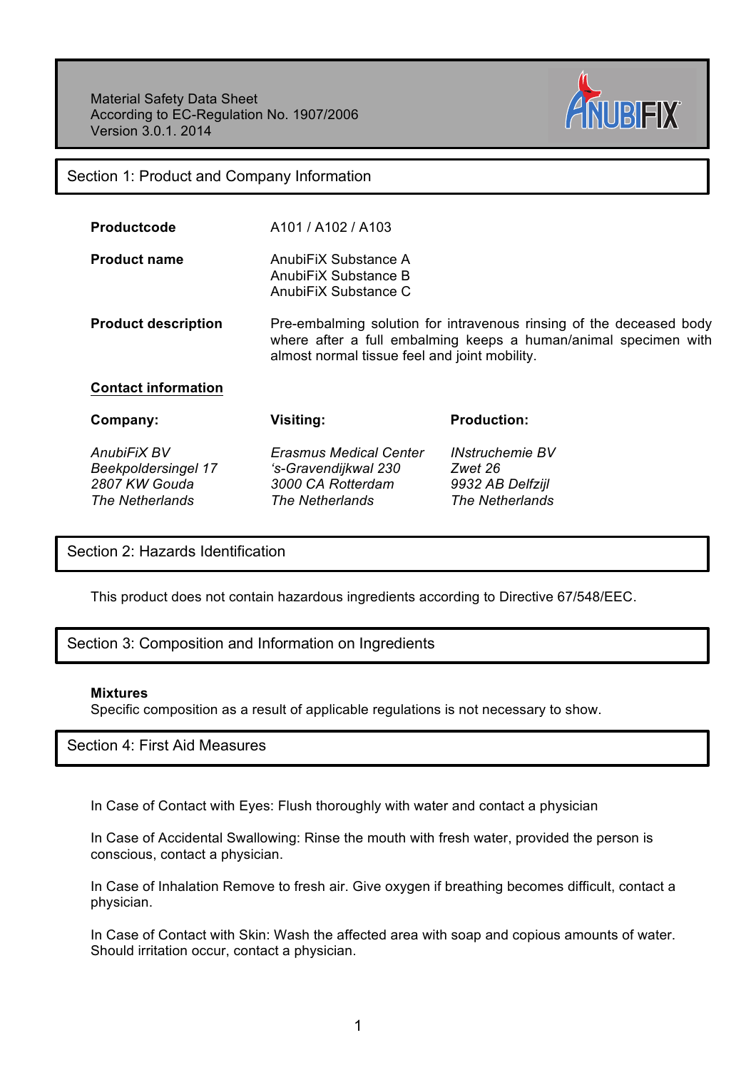Material Safety Data Sheet
According to EC-Regulation No. 1907/2006
Version 3.0.1. 2014

ANUBIFIX

## Section 1: Product and Company Information

**Productcode** A101 / A102 / A103

**Product name**
AnubiFiX Substance A
AnubiFiX Substance B
AnubiFiX Substance C

**Product description** Pre-embalming solution for intravenous rinsing of the deceased body where after a full embalming keeps a human/animal specimen with almost normal tissue feel and joint mobility.

**Contact information**

| **Company:** | **Visiting:** | **Production:** |
|---|---|---|
| *AnubiFiX BV* | *Erasmus Medical Center* | *INstruchemie BV* |
| *Beekpoldersingel 17* | *'s-Gravendijkwal 230* | *Zwet 26* |
| *2807 KW Gouda* | *3000 CA Rotterdam* | *9932 AB Delfzijl* |
| *The Netherlands* | *The Netherlands* | *The Netherlands* |

## Section 2: Hazards Identification

This product does not contain hazardous ingredients according to Directive 67/548/EEC.

## Section 3: Composition and Information on Ingredients

**Mixtures**
Specific composition as a result of applicable regulations is not necessary to show.

## Section 4: First Aid Measures

In Case of Contact with Eyes: Flush thoroughly with water and contact a physician

In Case of Accidental Swallowing: Rinse the mouth with fresh water, provided the person is conscious, contact a physician.

In Case of Inhalation Remove to fresh air. Give oxygen if breathing becomes difficult, contact a physician.

In Case of Contact with Skin: Wash the affected area with soap and copious amounts of water. Should irritation occur, contact a physician.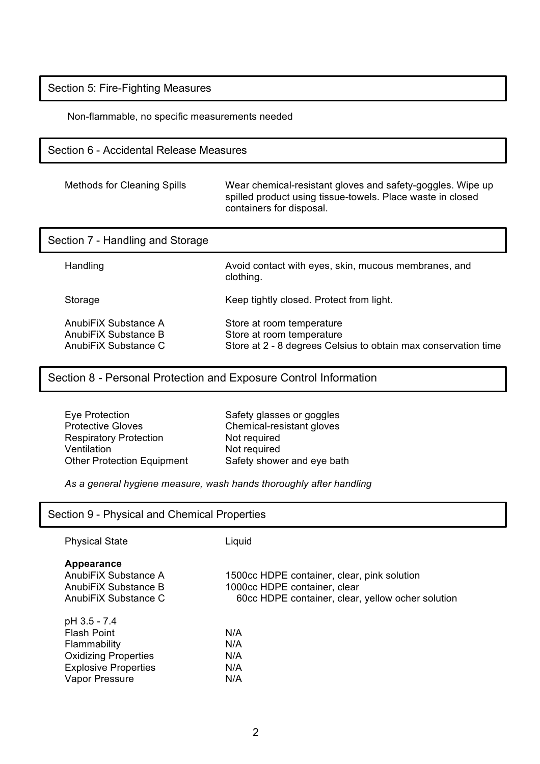## Section 5: Fire-Fighting Measures

Non-flammable, no specific measurements needed

## Section 6 - Accidental Release Measures

| | |
|---|---|
| Methods for Cleaning Spills | Wear chemical-resistant gloves and safety-goggles. Wipe up spilled product using tissue-towels. Place waste in closed containers for disposal. |

## Section 7 - Handling and Storage

| | |
|---|---|
| Handling | Avoid contact with eyes, skin, mucous membranes, and clothing. |
| Storage | Keep tightly closed. Protect from light. |
| AnubiFiX Substance A | Store at room temperature |
| AnubiFiX Substance B | Store at room temperature |
| AnubiFiX Substance C | Store at 2 - 8 degrees Celsius to obtain max conservation time |

## Section 8 - Personal Protection and Exposure Control Information

| | |
|---|---|
| Eye Protection | Safety glasses or goggles |
| Protective Gloves | Chemical-resistant gloves |
| Respiratory Protection | Not required |
| Ventilation | Not required |
| Other Protection Equipment | Safety shower and eye bath |

*As a general hygiene measure, wash hands thoroughly after handling*

## Section 9 - Physical and Chemical Properties

| | |
|---|---|
| Physical State | Liquid |
| **Appearance** | |
| AnubiFiX Substance A | 1500cc HDPE container, clear, pink solution |
| AnubiFiX Substance B | 1000cc HDPE container, clear |
| AnubiFiX Substance C | 60cc HDPE container, clear, yellow ocher solution |
| pH 3.5 - 7.4 | |
| Flash Point | N/A |
| Flammability | N/A |
| Oxidizing Properties | N/A |
| Explosive Properties | N/A |
| Vapor Pressure | N/A |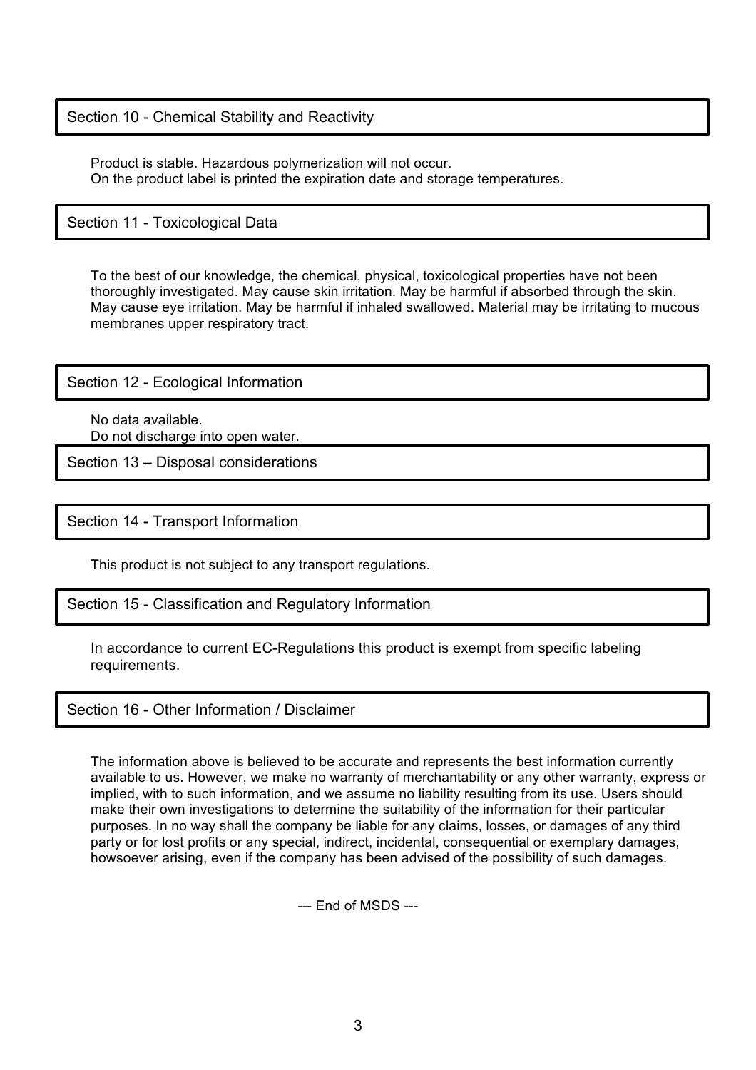## Section 10 - Chemical Stability and Reactivity

Product is stable. Hazardous polymerization will not occur.
On the product label is printed the expiration date and storage temperatures.

## Section 11 - Toxicological Data

To the best of our knowledge, the chemical, physical, toxicological properties have not been thoroughly investigated. May cause skin irritation. May be harmful if absorbed through the skin. May cause eye irritation. May be harmful if inhaled swallowed. Material may be irritating to mucous membranes upper respiratory tract.

## Section 12 - Ecological Information

No data available.
Do not discharge into open water.

## Section 13 – Disposal considerations

## Section 14 - Transport Information

This product is not subject to any transport regulations.

## Section 15 - Classification and Regulatory Information

In accordance to current EC-Regulations this product is exempt from specific labeling requirements.

## Section 16 - Other Information / Disclaimer

The information above is believed to be accurate and represents the best information currently available to us. However, we make no warranty of merchantability or any other warranty, express or implied, with to such information, and we assume no liability resulting from its use. Users should make their own investigations to determine the suitability of the information for their particular purposes. In no way shall the company be liable for any claims, losses, or damages of any third party or for lost profits or any special, indirect, incidental, consequential or exemplary damages, howsoever arising, even if the company has been advised of the possibility of such damages.

--- End of MSDS ---